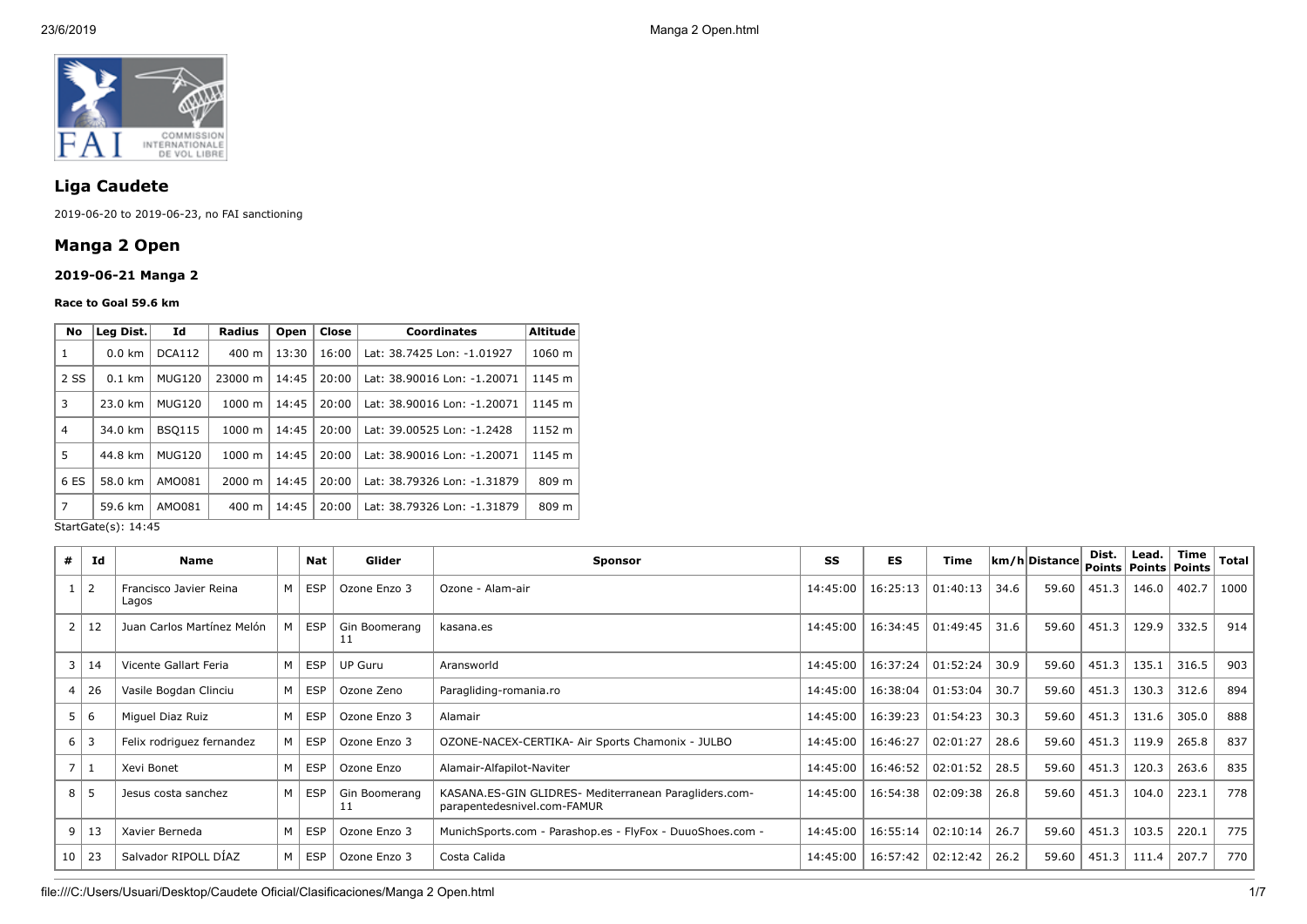## Liga Caudete

2019-06-20 to 2019-06-23, no FAI sanctioning

## Manga 2 Open

### 2019-06-21 Manga 2

#### Race to Goal 59.6 km

| No | Leg Dist. | Id | Radius | Open | Close | Coordinates | Altitude |
|---|---|---|---|---|---|---|---|
| 1 | 0.0 km | DCA112 | 400 m | 13:30 | 16:00 | Lat: 38.7425 Lon: -1.01927 | 1060 m |
| 2 SS | 0.1 km | MUG120 | 23000 m | 14:45 | 20:00 | Lat: 38.90016 Lon: -1.20071 | 1145 m |
| 3 | 23.0 km | MUG120 | 1000 m | 14:45 | 20:00 | Lat: 38.90016 Lon: -1.20071 | 1145 m |
| 4 | 34.0 km | BSQ115 | 1000 m | 14:45 | 20:00 | Lat: 39.00525 Lon: -1.2428 | 1152 m |
| 5 | 44.8 km | MUG120 | 1000 m | 14:45 | 20:00 | Lat: 38.90016 Lon: -1.20071 | 1145 m |
| 6 ES | 58.0 km | AMO081 | 2000 m | 14:45 | 20:00 | Lat: 38.79326 Lon: -1.31879 | 809 m |
| 7 | 59.6 km | AMO081 | 400 m | 14:45 | 20:00 | Lat: 38.79326 Lon: -1.31879 | 809 m |

StartGate(s): 14:45

| # | Id | Name | | Nat | Glider | Sponsor | SS | ES | Time | km/h | Distance | Dist. Points | Lead. Points | Time Points | Total |
|---|---|---|---|---|---|---|---|---|---|---|---|---|---|---|---|
| 1 | 2 | Francisco Javier Reina Lagos | M | ESP | Ozone Enzo 3 | Ozone - Alam-air | 14:45:00 | 16:25:13 | 01:40:13 | 34.6 | 59.60 | 451.3 | 146.0 | 402.7 | 1000 |
| 2 | 12 | Juan Carlos Martínez Melón | M | ESP | Gin Boomerang 11 | kasana.es | 14:45:00 | 16:34:45 | 01:49:45 | 31.6 | 59.60 | 451.3 | 129.9 | 332.5 | 914 |
| 3 | 14 | Vicente Gallart Feria | M | ESP | UP Guru | Aransworld | 14:45:00 | 16:37:24 | 01:52:24 | 30.9 | 59.60 | 451.3 | 135.1 | 316.5 | 903 |
| 4 | 26 | Vasile Bogdan Clinciu | M | ESP | Ozone Zeno | Paragliding-romania.ro | 14:45:00 | 16:38:04 | 01:53:04 | 30.7 | 59.60 | 451.3 | 130.3 | 312.6 | 894 |
| 5 | 6 | Miguel Diaz Ruiz | M | ESP | Ozone Enzo 3 | Alamair | 14:45:00 | 16:39:23 | 01:54:23 | 30.3 | 59.60 | 451.3 | 131.6 | 305.0 | 888 |
| 6 | 3 | Felix rodriguez fernandez | M | ESP | Ozone Enzo 3 | OZONE-NACEX-CERTIKA- Air Sports Chamonix - JULBO | 14:45:00 | 16:46:27 | 02:01:27 | 28.6 | 59.60 | 451.3 | 119.9 | 265.8 | 837 |
| 7 | 1 | Xevi Bonet | M | ESP | Ozone Enzo | Alamair-Alfapilot-Naviter | 14:45:00 | 16:46:52 | 02:01:52 | 28.5 | 59.60 | 451.3 | 120.3 | 263.6 | 835 |
| 8 | 5 | Jesus costa sanchez | M | ESP | Gin Boomerang 11 | KASANA.ES-GIN GLIDRES- Mediterranean Paragliders.com-parapentedesnivel.com-FAMUR | 14:45:00 | 16:54:38 | 02:09:38 | 26.8 | 59.60 | 451.3 | 104.0 | 223.1 | 778 |
| 9 | 13 | Xavier Berneda | M | ESP | Ozone Enzo 3 | MunichSports.com - Parashop.es - FlyFox - DuuoShoes.com - | 14:45:00 | 16:55:14 | 02:10:14 | 26.7 | 59.60 | 451.3 | 103.5 | 220.1 | 775 |
| 10 | 23 | Salvador RIPOLL DÍAZ | M | ESP | Ozone Enzo 3 | Costa Calida | 14:45:00 | 16:57:42 | 02:12:42 | 26.2 | 59.60 | 451.3 | 111.4 | 207.7 | 770 |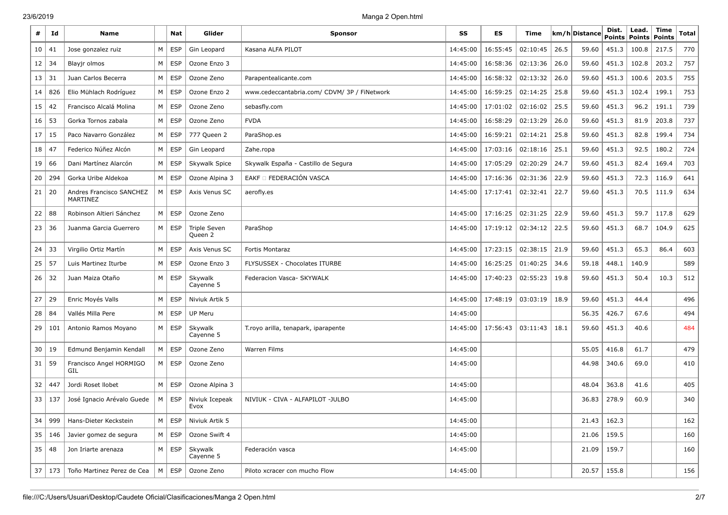| # | Id | Name | | Nat | Glider | Sponsor | SS | ES | Time | km/h | Distance | Dist. Points | Lead. Points | Time Points | Total |
|---|---|---|---|---|---|---|---|---|---|---|---|---|---|---|---|
| 10 | 41 | Jose gonzalez ruiz | M | ESP | Gin Leopard | Kasana ALFA PILOT | 14:45:00 | 16:55:45 | 02:10:45 | 26.5 | 59.60 | 451.3 | 100.8 | 217.5 | 770 |
| 12 | 34 | Blayjr olmos | M | ESP | Ozone Enzo 3 | | 14:45:00 | 16:58:36 | 02:13:36 | 26.0 | 59.60 | 451.3 | 102.8 | 203.2 | 757 |
| 13 | 31 | Juan Carlos Becerra | M | ESP | Ozone Zeno | Parapentealicante.com | 14:45:00 | 16:58:32 | 02:13:32 | 26.0 | 59.60 | 451.3 | 100.6 | 203.5 | 755 |
| 14 | 826 | Elio Mühlach Rodríguez | M | ESP | Ozone Enzo 2 | www.cedeccantabria.com/ CDVM/ 3P / FiNetwork | 14:45:00 | 16:59:25 | 02:14:25 | 25.8 | 59.60 | 451.3 | 102.4 | 199.1 | 753 |
| 15 | 42 | Francisco Alcalá Molina | M | ESP | Ozone Zeno | sebasfly.com | 14:45:00 | 17:01:02 | 02:16:02 | 25.5 | 59.60 | 451.3 | 96.2 | 191.1 | 739 |
| 16 | 53 | Gorka Tornos zabala | M | ESP | Ozone Zeno | FVDA | 14:45:00 | 16:58:29 | 02:13:29 | 26.0 | 59.60 | 451.3 | 81.9 | 203.8 | 737 |
| 17 | 15 | Paco Navarro González | M | ESP | 777 Queen 2 | ParaShop.es | 14:45:00 | 16:59:21 | 02:14:21 | 25.8 | 59.60 | 451.3 | 82.8 | 199.4 | 734 |
| 18 | 47 | Federico Núñez Alcón | M | ESP | Gin Leopard | Zahe.ropa | 14:45:00 | 17:03:16 | 02:18:16 | 25.1 | 59.60 | 451.3 | 92.5 | 180.2 | 724 |
| 19 | 66 | Dani Martínez Alarcón | M | ESP | Skywalk Spice | Skywalk España - Castillo de Segura | 14:45:00 | 17:05:29 | 02:20:29 | 24.7 | 59.60 | 451.3 | 82.4 | 169.4 | 703 |
| 20 | 294 | Gorka Uribe Aldekoa | M | ESP | Ozone Alpina 3 | EAKF □ FEDERACIÓN VASCA | 14:45:00 | 17:16:36 | 02:31:36 | 22.9 | 59.60 | 451.3 | 72.3 | 116.9 | 641 |
| 21 | 20 | Andres Francisco SANCHEZ MARTINEZ | M | ESP | Axis Venus SC | aerofly.es | 14:45:00 | 17:17:41 | 02:32:41 | 22.7 | 59.60 | 451.3 | 70.5 | 111.9 | 634 |
| 22 | 88 | Robinson Altieri Sánchez | M | ESP | Ozone Zeno | | 14:45:00 | 17:16:25 | 02:31:25 | 22.9 | 59.60 | 451.3 | 59.7 | 117.8 | 629 |
| 23 | 36 | Juanma Garcia Guerrero | M | ESP | Triple Seven Queen 2 | ParaShop | 14:45:00 | 17:19:12 | 02:34:12 | 22.5 | 59.60 | 451.3 | 68.7 | 104.9 | 625 |
| 24 | 33 | Virgilio Ortiz Martín | M | ESP | Axis Venus SC | Fortis Montaraz | 14:45:00 | 17:23:15 | 02:38:15 | 21.9 | 59.60 | 451.3 | 65.3 | 86.4 | 603 |
| 25 | 57 | Luis Martinez Iturbe | M | ESP | Ozone Enzo 3 | FLYSUSSEX - Chocolates ITURBE | 14:45:00 | 16:25:25 | 01:40:25 | 34.6 | 59.18 | 448.1 | 140.9 | | 589 |
| 26 | 32 | Juan Maiza Otaño | M | ESP | Skywalk Cayenne 5 | Federacion Vasca- SKYWALK | 14:45:00 | 17:40:23 | 02:55:23 | 19.8 | 59.60 | 451.3 | 50.4 | 10.3 | 512 |
| 27 | 29 | Enric Moyés Valls | M | ESP | Niviuk Artik 5 | | 14:45:00 | 17:48:19 | 03:03:19 | 18.9 | 59.60 | 451.3 | 44.4 | | 496 |
| 28 | 84 | Vallés Milla Pere | M | ESP | UP Meru | | 14:45:00 | | | | 56.35 | 426.7 | 67.6 | | 494 |
| 29 | 101 | Antonio Ramos Moyano | M | ESP | Skywalk Cayenne 5 | T.royo arilla, tenapark, iparapente | 14:45:00 | 17:56:43 | 03:11:43 | 18.1 | 59.60 | 451.3 | 40.6 | | 484 |
| 30 | 19 | Edmund Benjamin Kendall | M | ESP | Ozone Zeno | Warren Films | 14:45:00 | | | | 55.05 | 416.8 | 61.7 | | 479 |
| 31 | 59 | Francisco Angel HORMIGO GIL | M | ESP | Ozone Zeno | | 14:45:00 | | | | 44.98 | 340.6 | 69.0 | | 410 |
| 32 | 447 | Jordi Roset llobet | M | ESP | Ozone Alpina 3 | | 14:45:00 | | | | 48.04 | 363.8 | 41.6 | | 405 |
| 33 | 137 | José Ignacio Arévalo Guede | M | ESP | Niviuk Icepeak Evox | NIVIUK - CIVA - ALFAPILOT -JULBO | 14:45:00 | | | | 36.83 | 278.9 | 60.9 | | 340 |
| 34 | 999 | Hans-Dieter Keckstein | M | ESP | Niviuk Artik 5 | | 14:45:00 | | | | 21.43 | 162.3 | | | 162 |
| 35 | 146 | Javier gomez de segura | M | ESP | Ozone Swift 4 | | 14:45:00 | | | | 21.06 | 159.5 | | | 160 |
| 35 | 48 | Jon Iriarte arenaza | M | ESP | Skywalk Cayenne 5 | Federación vasca | 14:45:00 | | | | 21.09 | 159.7 | | | 160 |
| 37 | 173 | Toño Martinez Perez de Cea | M | ESP | Ozone Zeno | Piloto xcracer con mucho Flow | 14:45:00 | | | | 20.57 | 155.8 | | | 156 |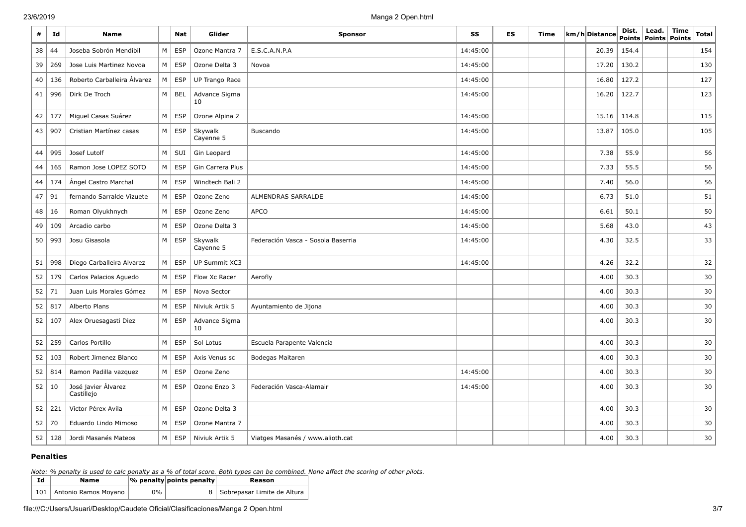| # | Id | Name | | Nat | Glider | Sponsor | SS | ES | Time | km/h | Distance | Dist. Points | Lead. Points | Time Points | Total |
|---|---|---|---|---|---|---|---|---|---|---|---|---|---|---|---|
| 38 | 44 | Joseba Sobrón Mendibil | M | ESP | Ozone Mantra 7 | E.S.C.A.N.P.A | 14:45:00 | | | | 20.39 | 154.4 | | | 154 |
| 39 | 269 | Jose Luis Martinez Novoa | M | ESP | Ozone Delta 3 | Novoa | 14:45:00 | | | | 17.20 | 130.2 | | | 130 |
| 40 | 136 | Roberto Carballeira Álvarez | M | ESP | UP Trango Race | | 14:45:00 | | | | 16.80 | 127.2 | | | 127 |
| 41 | 996 | Dirk De Troch | M | BEL | Advance Sigma 10 | | 14:45:00 | | | | 16.20 | 122.7 | | | 123 |
| 42 | 177 | Miguel Casas Suárez | M | ESP | Ozone Alpina 2 | | 14:45:00 | | | | 15.16 | 114.8 | | | 115 |
| 43 | 907 | Cristian Martínez casas | M | ESP | Skywalk Cayenne 5 | Buscando | 14:45:00 | | | | 13.87 | 105.0 | | | 105 |
| 44 | 995 | Josef Lutolf | M | SUI | Gin Leopard | | 14:45:00 | | | | 7.38 | 55.9 | | | 56 |
| 44 | 165 | Ramon Jose LOPEZ SOTO | M | ESP | Gin Carrera Plus | | 14:45:00 | | | | 7.33 | 55.5 | | | 56 |
| 44 | 174 | Ángel Castro Marchal | M | ESP | Windtech Bali 2 | | 14:45:00 | | | | 7.40 | 56.0 | | | 56 |
| 47 | 91 | fernando Sarralde Vizuete | M | ESP | Ozone Zeno | ALMENDRAS SARRALDE | 14:45:00 | | | | 6.73 | 51.0 | | | 51 |
| 48 | 16 | Roman Olyukhnych | M | ESP | Ozone Zeno | APCO | 14:45:00 | | | | 6.61 | 50.1 | | | 50 |
| 49 | 109 | Arcadio carbo | M | ESP | Ozone Delta 3 | | 14:45:00 | | | | 5.68 | 43.0 | | | 43 |
| 50 | 993 | Josu Gisasola | M | ESP | Skywalk Cayenne 5 | Federación Vasca - Sosola Baserria | 14:45:00 | | | | 4.30 | 32.5 | | | 33 |
| 51 | 998 | Diego Carballeira Alvarez | M | ESP | UP Summit XC3 | | 14:45:00 | | | | 4.26 | 32.2 | | | 32 |
| 52 | 179 | Carlos Palacios Aguedo | M | ESP | Flow Xc Racer | Aerofly | | | | | 4.00 | 30.3 | | | 30 |
| 52 | 71 | Juan Luis Morales Gómez | M | ESP | Nova Sector | | | | | | 4.00 | 30.3 | | | 30 |
| 52 | 817 | Alberto Plans | M | ESP | Niviuk Artik 5 | Ayuntamiento de Jijona | | | | | 4.00 | 30.3 | | | 30 |
| 52 | 107 | Alex Oruesagasti Diez | M | ESP | Advance Sigma 10 | | | | | | 4.00 | 30.3 | | | 30 |
| 52 | 259 | Carlos Portillo | M | ESP | Sol Lotus | Escuela Parapente Valencia | | | | | 4.00 | 30.3 | | | 30 |
| 52 | 103 | Robert Jimenez Blanco | M | ESP | Axis Venus sc | Bodegas Maitaren | | | | | 4.00 | 30.3 | | | 30 |
| 52 | 814 | Ramon Padilla vazquez | M | ESP | Ozone Zeno | | 14:45:00 | | | | 4.00 | 30.3 | | | 30 |
| 52 | 10 | José javier Álvarez Castillejo | M | ESP | Ozone Enzo 3 | Federación Vasca-Alamair | 14:45:00 | | | | 4.00 | 30.3 | | | 30 |
| 52 | 221 | Victor Pérex Avila | M | ESP | Ozone Delta 3 | | | | | | 4.00 | 30.3 | | | 30 |
| 52 | 70 | Eduardo Lindo Mimoso | M | ESP | Ozone Mantra 7 | | | | | | 4.00 | 30.3 | | | 30 |
| 52 | 128 | Jordi Masanés Mateos | M | ESP | Niviuk Artik 5 | Viatges Masanés / www.alioth.cat | | | | | 4.00 | 30.3 | | | 30 |

### Penalties

*Note: % penalty is used to calc penalty as a % of total score. Both types can be combined. None affect the scoring of other pilots.*

| Id | Name | % penalty | points penalty | Reason |
|---|---|---|---|---|
| 101 | Antonio Ramos Moyano | 0% | 8 | Sobrepasar Limite de Altura |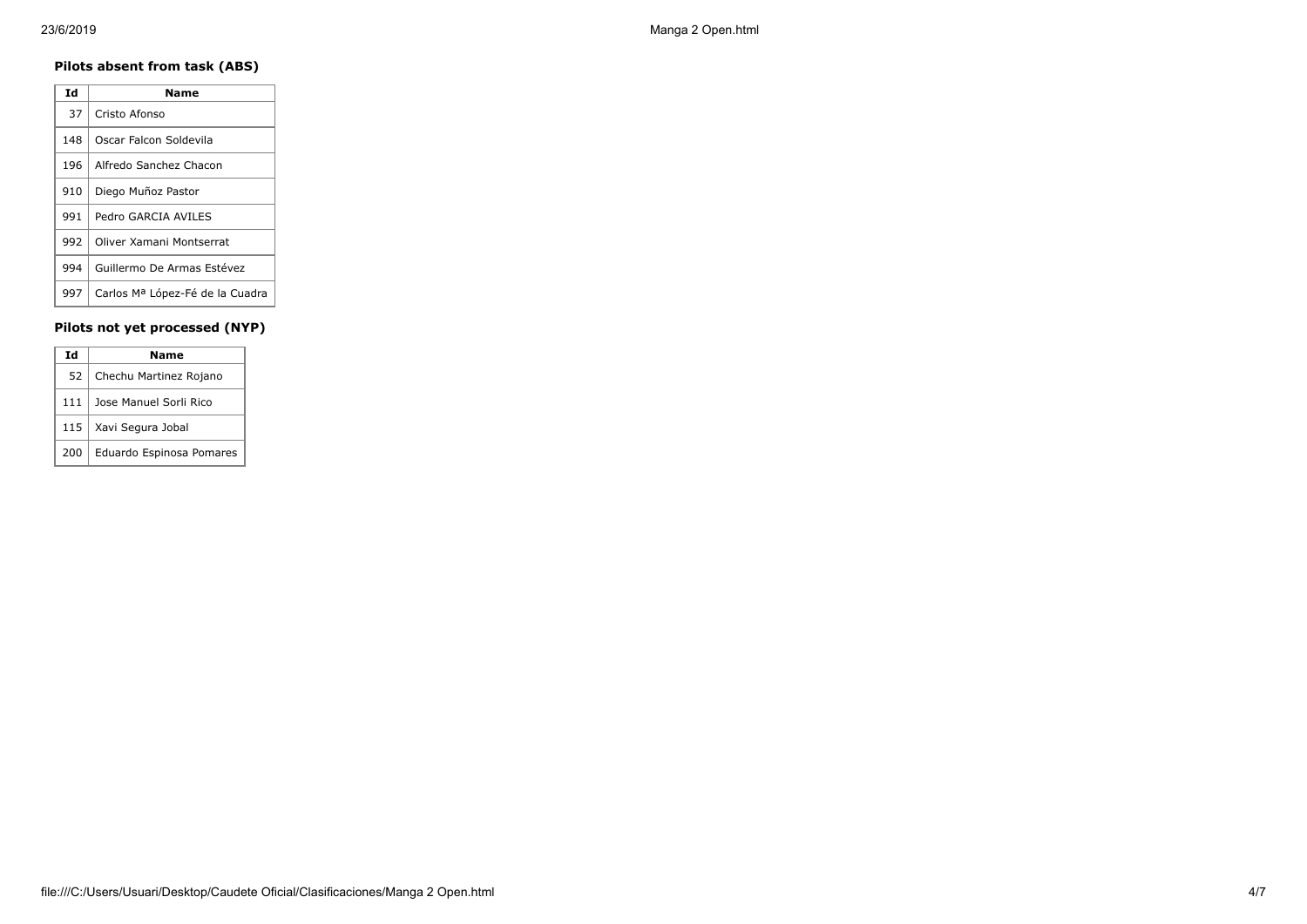### Pilots absent from task (ABS)

| Id | Name |
| --- | --- |
| 37 | Cristo Afonso |
| 148 | Oscar Falcon Soldevila |
| 196 | Alfredo Sanchez Chacon |
| 910 | Diego Muñoz Pastor |
| 991 | Pedro GARCIA AVILES |
| 992 | Oliver Xamani Montserrat |
| 994 | Guillermo De Armas Estévez |
| 997 | Carlos Mª López-Fé de la Cuadra |

### Pilots not yet processed (NYP)

| Id | Name |
| --- | --- |
| 52 | Chechu Martinez Rojano |
| 111 | Jose Manuel Sorli Rico |
| 115 | Xavi Segura Jobal |
| 200 | Eduardo Espinosa Pomares |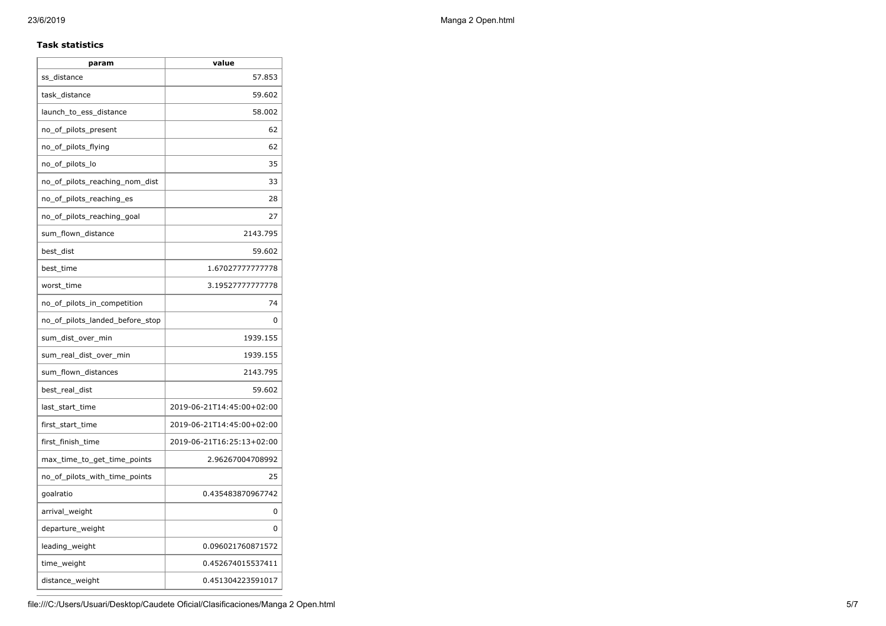**Task statistics**

| param | value |
|---|---|
| ss_distance | 57.853 |
| task_distance | 59.602 |
| launch_to_ess_distance | 58.002 |
| no_of_pilots_present | 62 |
| no_of_pilots_flying | 62 |
| no_of_pilots_lo | 35 |
| no_of_pilots_reaching_nom_dist | 33 |
| no_of_pilots_reaching_es | 28 |
| no_of_pilots_reaching_goal | 27 |
| sum_flown_distance | 2143.795 |
| best_dist | 59.602 |
| best_time | 1.67027777777778 |
| worst_time | 3.19527777777778 |
| no_of_pilots_in_competition | 74 |
| no_of_pilots_landed_before_stop | 0 |
| sum_dist_over_min | 1939.155 |
| sum_real_dist_over_min | 1939.155 |
| sum_flown_distances | 2143.795 |
| best_real_dist | 59.602 |
| last_start_time | 2019-06-21T14:45:00+02:00 |
| first_start_time | 2019-06-21T14:45:00+02:00 |
| first_finish_time | 2019-06-21T16:25:13+02:00 |
| max_time_to_get_time_points | 2.96267004708992 |
| no_of_pilots_with_time_points | 25 |
| goalratio | 0.435483870967742 |
| arrival_weight | 0 |
| departure_weight | 0 |
| leading_weight | 0.096021760871572 |
| time_weight | 0.452674015537411 |
| distance_weight | 0.451304223591017 |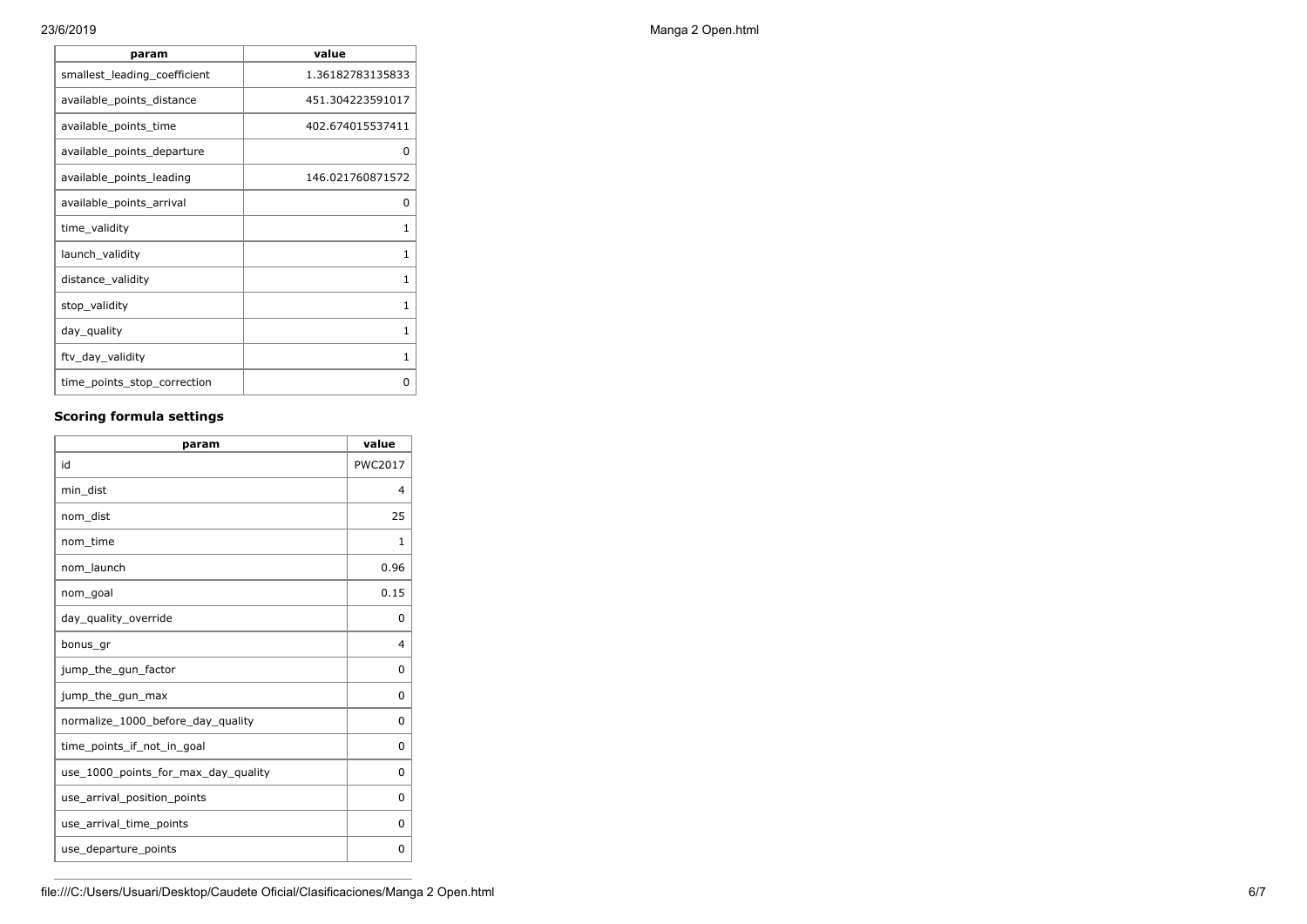| param | value |
| --- | --- |
| smallest_leading_coefficient | 1.36182783135833 |
| available_points_distance | 451.304223591017 |
| available_points_time | 402.674015537411 |
| available_points_departure | 0 |
| available_points_leading | 146.021760871572 |
| available_points_arrival | 0 |
| time_validity | 1 |
| launch_validity | 1 |
| distance_validity | 1 |
| stop_validity | 1 |
| day_quality | 1 |
| ftv_day_validity | 1 |
| time_points_stop_correction | 0 |

### Scoring formula settings

| param | value |
| --- | --- |
| id | PWC2017 |
| min_dist | 4 |
| nom_dist | 25 |
| nom_time | 1 |
| nom_launch | 0.96 |
| nom_goal | 0.15 |
| day_quality_override | 0 |
| bonus_gr | 4 |
| jump_the_gun_factor | 0 |
| jump_the_gun_max | 0 |
| normalize_1000_before_day_quality | 0 |
| time_points_if_not_in_goal | 0 |
| use_1000_points_for_max_day_quality | 0 |
| use_arrival_position_points | 0 |
| use_arrival_time_points | 0 |
| use_departure_points | 0 |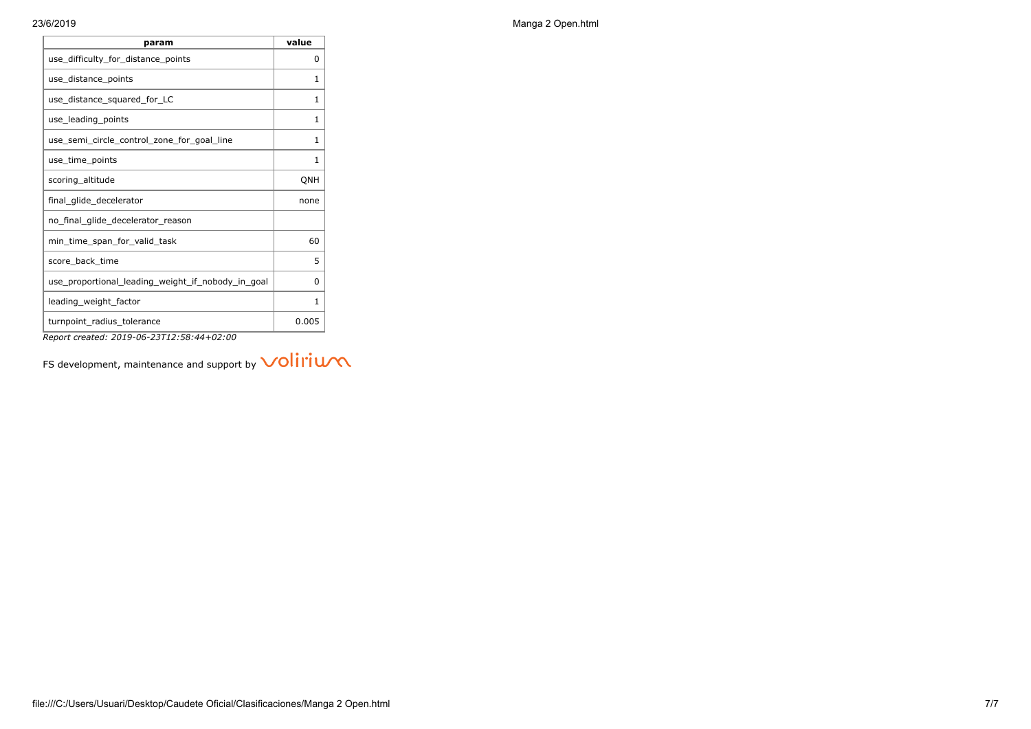| param | value |
|---|---|
| use_difficulty_for_distance_points | 0 |
| use_distance_points | 1 |
| use_distance_squared_for_LC | 1 |
| use_leading_points | 1 |
| use_semi_circle_control_zone_for_goal_line | 1 |
| use_time_points | 1 |
| scoring_altitude | QNH |
| final_glide_decelerator | none |
| no_final_glide_decelerator_reason | |
| min_time_span_for_valid_task | 60 |
| score_back_time | 5 |
| use_proportional_leading_weight_if_nobody_in_goal | 0 |
| leading_weight_factor | 1 |
| turnpoint_radius_tolerance | 0.005 |

*Report created: 2019-06-23T12:58:44+02:00*

FS development, maintenance and support by volirium